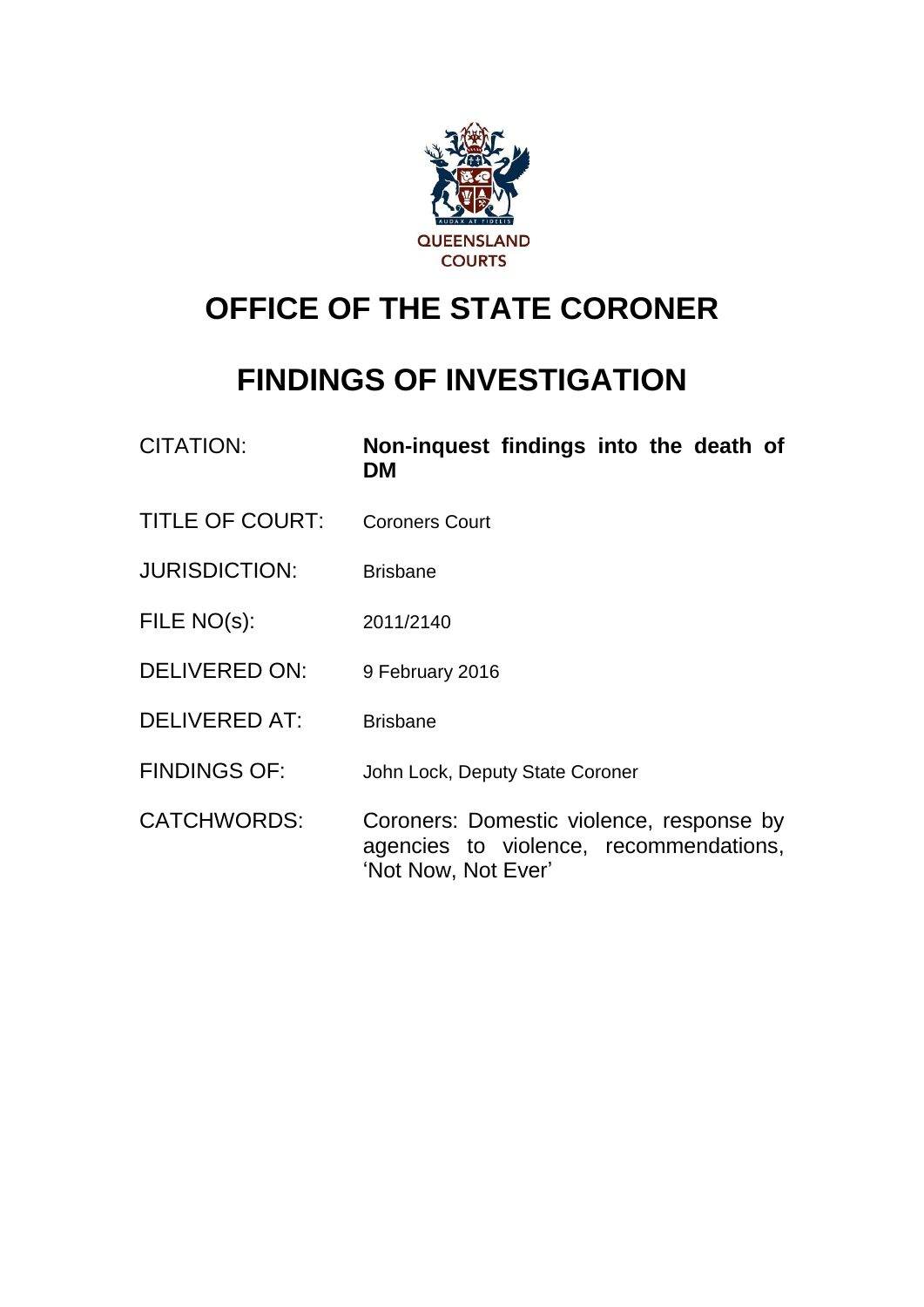QUEENSLAND COURTS

# OFFICE OF THE STATE CORONER

# FINDINGS OF INVESTIGATION

| | |
|---|---|
| CITATION: | **Non-inquest findings into the death of DM** |
| TITLE OF COURT: | Coroners Court |
| JURISDICTION: | Brisbane |
| FILE NO(s): | 2011/2140 |
| DELIVERED ON: | 9 February 2016 |
| DELIVERED AT: | Brisbane |
| FINDINGS OF: | John Lock, Deputy State Coroner |
| CATCHWORDS: | Coroners: Domestic violence, response by agencies to violence, recommendations, 'Not Now, Not Ever' |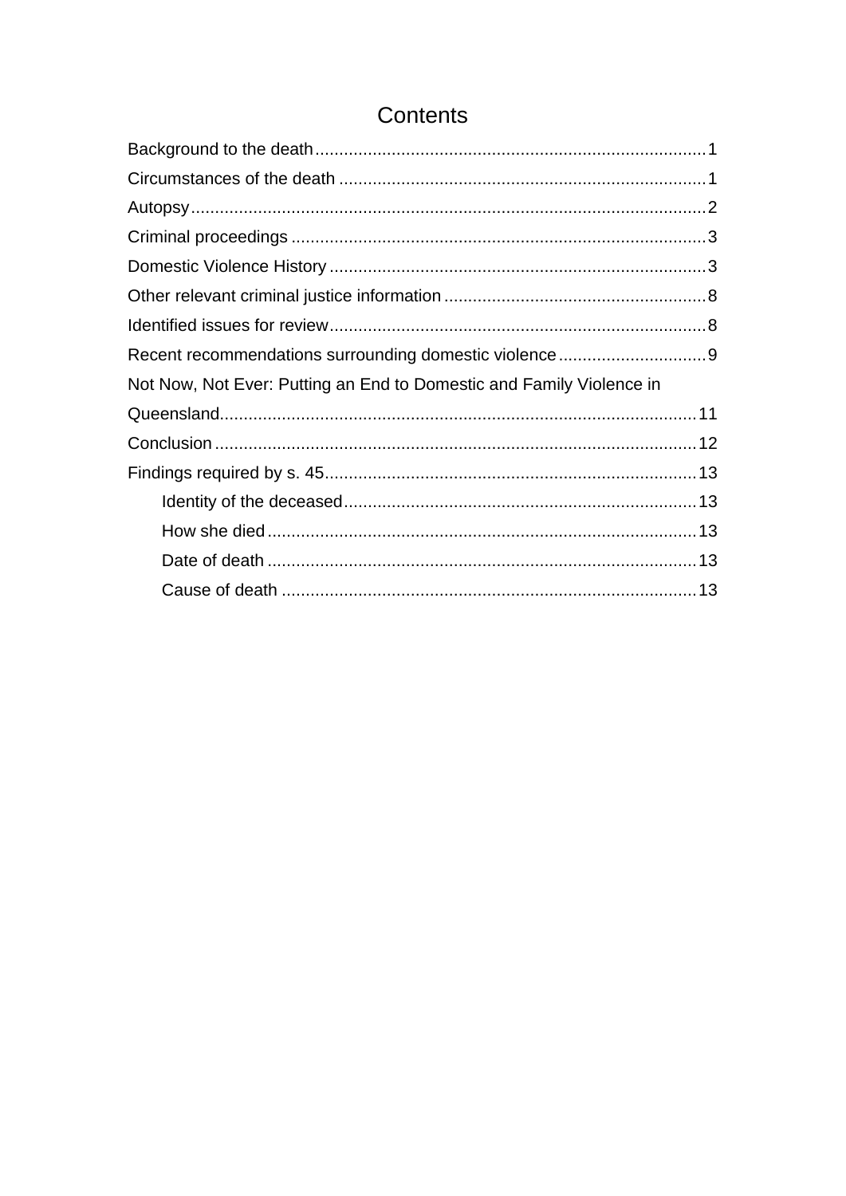# Contents

Background to the death ................................................................................. 1

Circumstances of the death ............................................................................ 1

Autopsy ........................................................................................................... 2

Criminal proceedings ...................................................................................... 3

Domestic Violence History .............................................................................. 3

Other relevant criminal justice information ...................................................... 8

Identified issues for review .............................................................................. 8

Recent recommendations surrounding domestic violence ............................... 9

Not Now, Not Ever: Putting an End to Domestic and Family Violence in Queensland .................................................................................................. 11

Conclusion .................................................................................................... 12

Findings required by s. 45 ............................................................................. 13

- Identity of the deceased .......................................................................... 13
- How she died ......................................................................................... 13
- Date of death ......................................................................................... 13
- Cause of death ...................................................................................... 13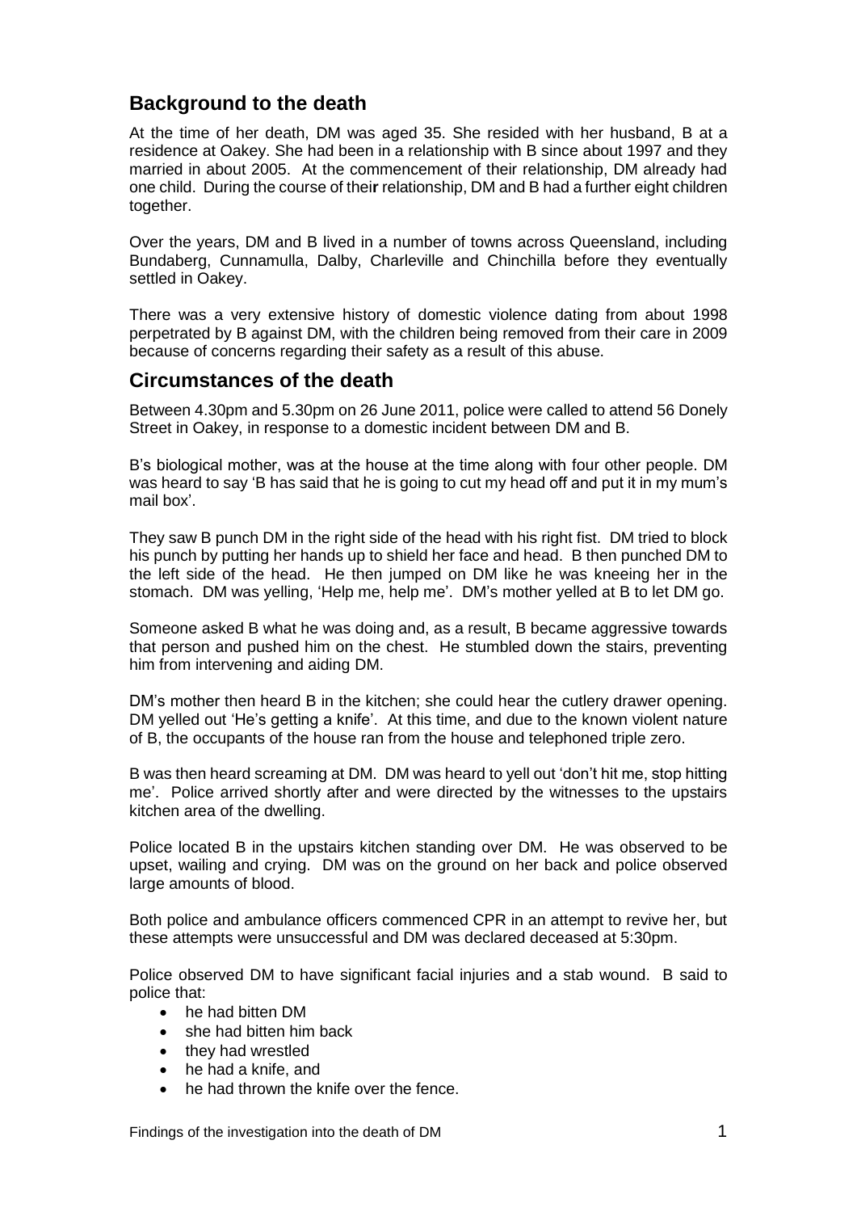## Background to the death

At the time of her death, DM was aged 35. She resided with her husband, B at a residence at Oakey. She had been in a relationship with B since about 1997 and they married in about 2005. At the commencement of their relationship, DM already had one child. During the course of their relationship, DM and B had a further eight children together.

Over the years, DM and B lived in a number of towns across Queensland, including Bundaberg, Cunnamulla, Dalby, Charleville and Chinchilla before they eventually settled in Oakey.

There was a very extensive history of domestic violence dating from about 1998 perpetrated by B against DM, with the children being removed from their care in 2009 because of concerns regarding their safety as a result of this abuse.

## Circumstances of the death

Between 4.30pm and 5.30pm on 26 June 2011, police were called to attend 56 Donely Street in Oakey, in response to a domestic incident between DM and B.

B's biological mother, was at the house at the time along with four other people. DM was heard to say 'B has said that he is going to cut my head off and put it in my mum's mail box'.

They saw B punch DM in the right side of the head with his right fist. DM tried to block his punch by putting her hands up to shield her face and head. B then punched DM to the left side of the head. He then jumped on DM like he was kneeing her in the stomach. DM was yelling, 'Help me, help me'. DM's mother yelled at B to let DM go.

Someone asked B what he was doing and, as a result, B became aggressive towards that person and pushed him on the chest. He stumbled down the stairs, preventing him from intervening and aiding DM.

DM's mother then heard B in the kitchen; she could hear the cutlery drawer opening. DM yelled out 'He's getting a knife'. At this time, and due to the known violent nature of B, the occupants of the house ran from the house and telephoned triple zero.

B was then heard screaming at DM. DM was heard to yell out 'don't hit me, stop hitting me'. Police arrived shortly after and were directed by the witnesses to the upstairs kitchen area of the dwelling.

Police located B in the upstairs kitchen standing over DM. He was observed to be upset, wailing and crying. DM was on the ground on her back and police observed large amounts of blood.

Both police and ambulance officers commenced CPR in an attempt to revive her, but these attempts were unsuccessful and DM was declared deceased at 5:30pm.

Police observed DM to have significant facial injuries and a stab wound. B said to police that:

- he had bitten DM
- she had bitten him back
- they had wrestled
- he had a knife, and
- he had thrown the knife over the fence.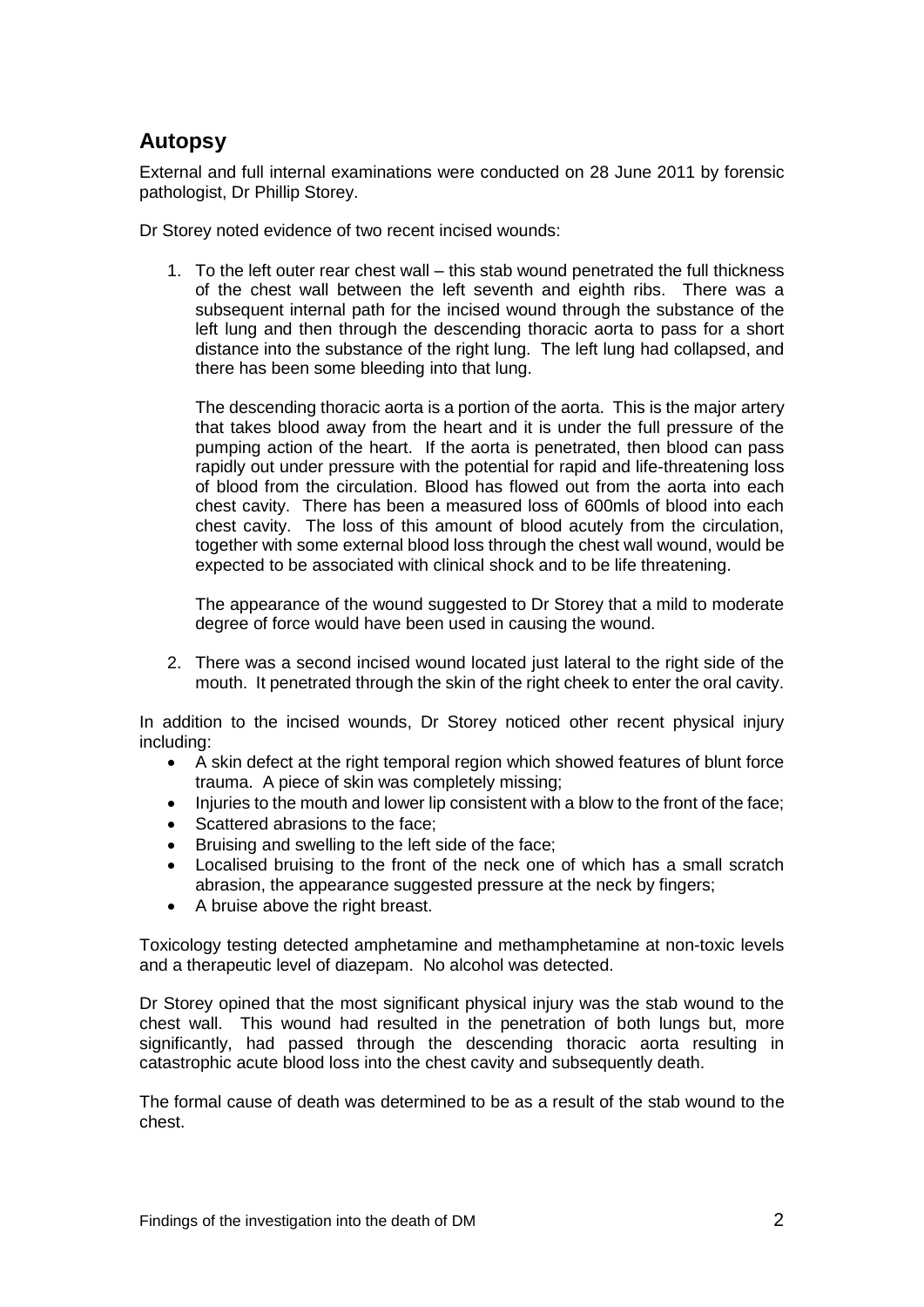## Autopsy

External and full internal examinations were conducted on 28 June 2011 by forensic pathologist, Dr Phillip Storey.

Dr Storey noted evidence of two recent incised wounds:

1. To the left outer rear chest wall – this stab wound penetrated the full thickness of the chest wall between the left seventh and eighth ribs. There was a subsequent internal path for the incised wound through the substance of the left lung and then through the descending thoracic aorta to pass for a short distance into the substance of the right lung. The left lung had collapsed, and there has been some bleeding into that lung.

   The descending thoracic aorta is a portion of the aorta. This is the major artery that takes blood away from the heart and it is under the full pressure of the pumping action of the heart. If the aorta is penetrated, then blood can pass rapidly out under pressure with the potential for rapid and life-threatening loss of blood from the circulation. Blood has flowed out from the aorta into each chest cavity. There has been a measured loss of 600mls of blood into each chest cavity. The loss of this amount of blood acutely from the circulation, together with some external blood loss through the chest wall wound, would be expected to be associated with clinical shock and to be life threatening.

   The appearance of the wound suggested to Dr Storey that a mild to moderate degree of force would have been used in causing the wound.

2. There was a second incised wound located just lateral to the right side of the mouth. It penetrated through the skin of the right cheek to enter the oral cavity.

In addition to the incised wounds, Dr Storey noticed other recent physical injury including:

- A skin defect at the right temporal region which showed features of blunt force trauma. A piece of skin was completely missing;
- Injuries to the mouth and lower lip consistent with a blow to the front of the face;
- Scattered abrasions to the face;
- Bruising and swelling to the left side of the face;
- Localised bruising to the front of the neck one of which has a small scratch abrasion, the appearance suggested pressure at the neck by fingers;
- A bruise above the right breast.

Toxicology testing detected amphetamine and methamphetamine at non-toxic levels and a therapeutic level of diazepam. No alcohol was detected.

Dr Storey opined that the most significant physical injury was the stab wound to the chest wall. This wound had resulted in the penetration of both lungs but, more significantly, had passed through the descending thoracic aorta resulting in catastrophic acute blood loss into the chest cavity and subsequently death.

The formal cause of death was determined to be as a result of the stab wound to the chest.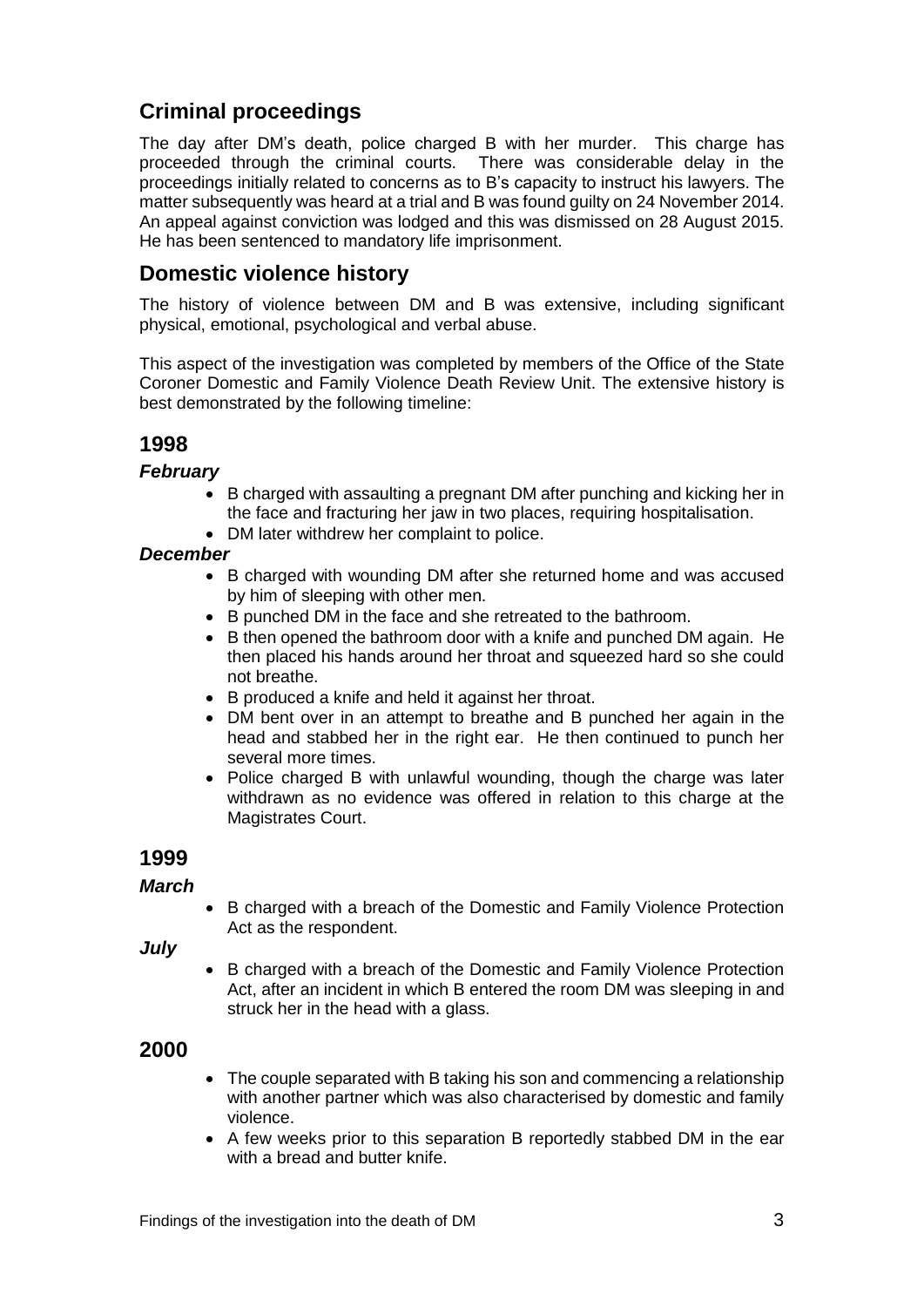## Criminal proceedings

The day after DM's death, police charged B with her murder. This charge has proceeded through the criminal courts. There was considerable delay in the proceedings initially related to concerns as to B's capacity to instruct his lawyers. The matter subsequently was heard at a trial and B was found guilty on 24 November 2014. An appeal against conviction was lodged and this was dismissed on 28 August 2015. He has been sentenced to mandatory life imprisonment.

## Domestic violence history

The history of violence between DM and B was extensive, including significant physical, emotional, psychological and verbal abuse.

This aspect of the investigation was completed by members of the Office of the State Coroner Domestic and Family Violence Death Review Unit. The extensive history is best demonstrated by the following timeline:

### 1998

***February***

- B charged with assaulting a pregnant DM after punching and kicking her in the face and fracturing her jaw in two places, requiring hospitalisation.
- DM later withdrew her complaint to police.

***December***

- B charged with wounding DM after she returned home and was accused by him of sleeping with other men.
- B punched DM in the face and she retreated to the bathroom.
- B then opened the bathroom door with a knife and punched DM again. He then placed his hands around her throat and squeezed hard so she could not breathe.
- B produced a knife and held it against her throat.
- DM bent over in an attempt to breathe and B punched her again in the head and stabbed her in the right ear. He then continued to punch her several more times.
- Police charged B with unlawful wounding, though the charge was later withdrawn as no evidence was offered in relation to this charge at the Magistrates Court.

### 1999

***March***

- B charged with a breach of the Domestic and Family Violence Protection Act as the respondent.

***July***

- B charged with a breach of the Domestic and Family Violence Protection Act, after an incident in which B entered the room DM was sleeping in and struck her in the head with a glass.

### 2000

- The couple separated with B taking his son and commencing a relationship with another partner which was also characterised by domestic and family violence.
- A few weeks prior to this separation B reportedly stabbed DM in the ear with a bread and butter knife.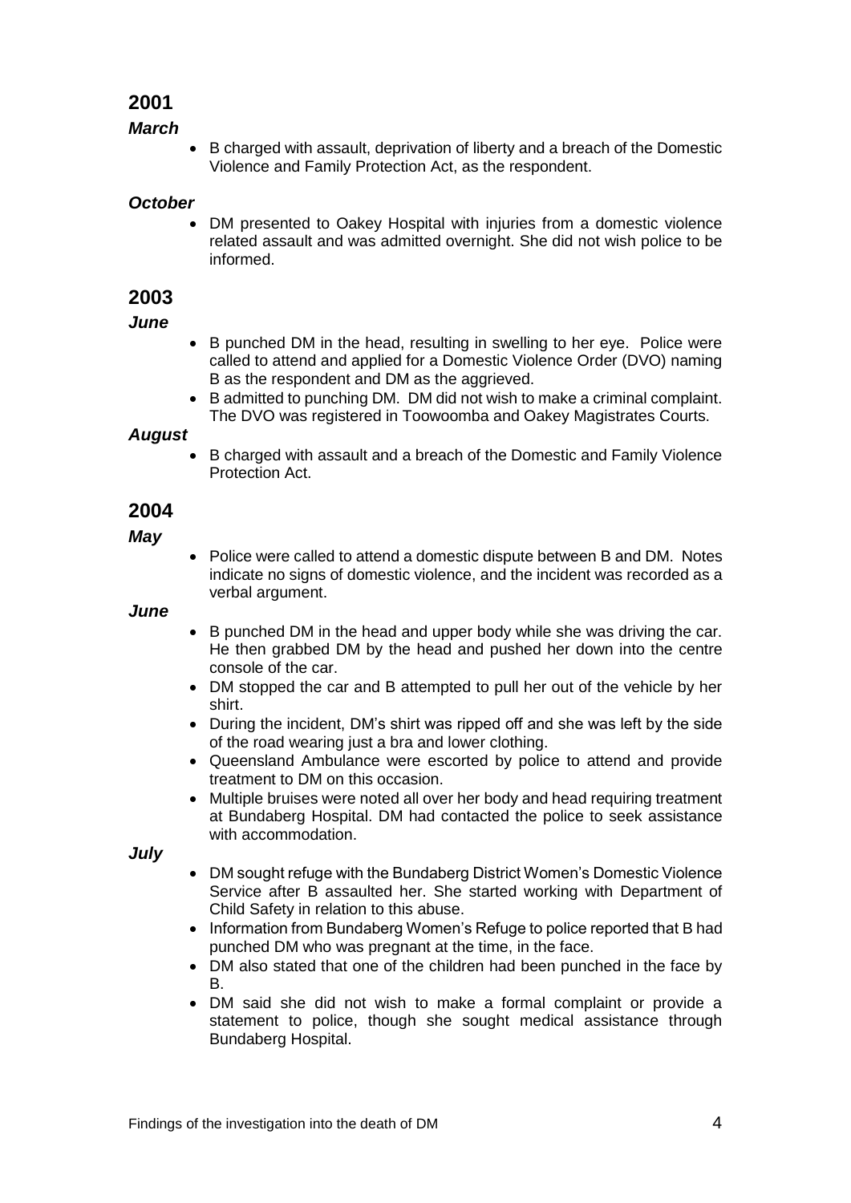## 2001

### *March*

- B charged with assault, deprivation of liberty and a breach of the Domestic Violence and Family Protection Act, as the respondent.

### *October*

- DM presented to Oakey Hospital with injuries from a domestic violence related assault and was admitted overnight. She did not wish police to be informed.

## 2003

### *June*

- B punched DM in the head, resulting in swelling to her eye. Police were called to attend and applied for a Domestic Violence Order (DVO) naming B as the respondent and DM as the aggrieved.
- B admitted to punching DM. DM did not wish to make a criminal complaint. The DVO was registered in Toowoomba and Oakey Magistrates Courts.

### *August*

- B charged with assault and a breach of the Domestic and Family Violence Protection Act.

## 2004

### *May*

- Police were called to attend a domestic dispute between B and DM. Notes indicate no signs of domestic violence, and the incident was recorded as a verbal argument.

### *June*

- B punched DM in the head and upper body while she was driving the car. He then grabbed DM by the head and pushed her down into the centre console of the car.
- DM stopped the car and B attempted to pull her out of the vehicle by her shirt.
- During the incident, DM's shirt was ripped off and she was left by the side of the road wearing just a bra and lower clothing.
- Queensland Ambulance were escorted by police to attend and provide treatment to DM on this occasion.
- Multiple bruises were noted all over her body and head requiring treatment at Bundaberg Hospital. DM had contacted the police to seek assistance with accommodation.

### *July*

- DM sought refuge with the Bundaberg District Women's Domestic Violence Service after B assaulted her. She started working with Department of Child Safety in relation to this abuse.
- Information from Bundaberg Women's Refuge to police reported that B had punched DM who was pregnant at the time, in the face.
- DM also stated that one of the children had been punched in the face by B.
- DM said she did not wish to make a formal complaint or provide a statement to police, though she sought medical assistance through Bundaberg Hospital.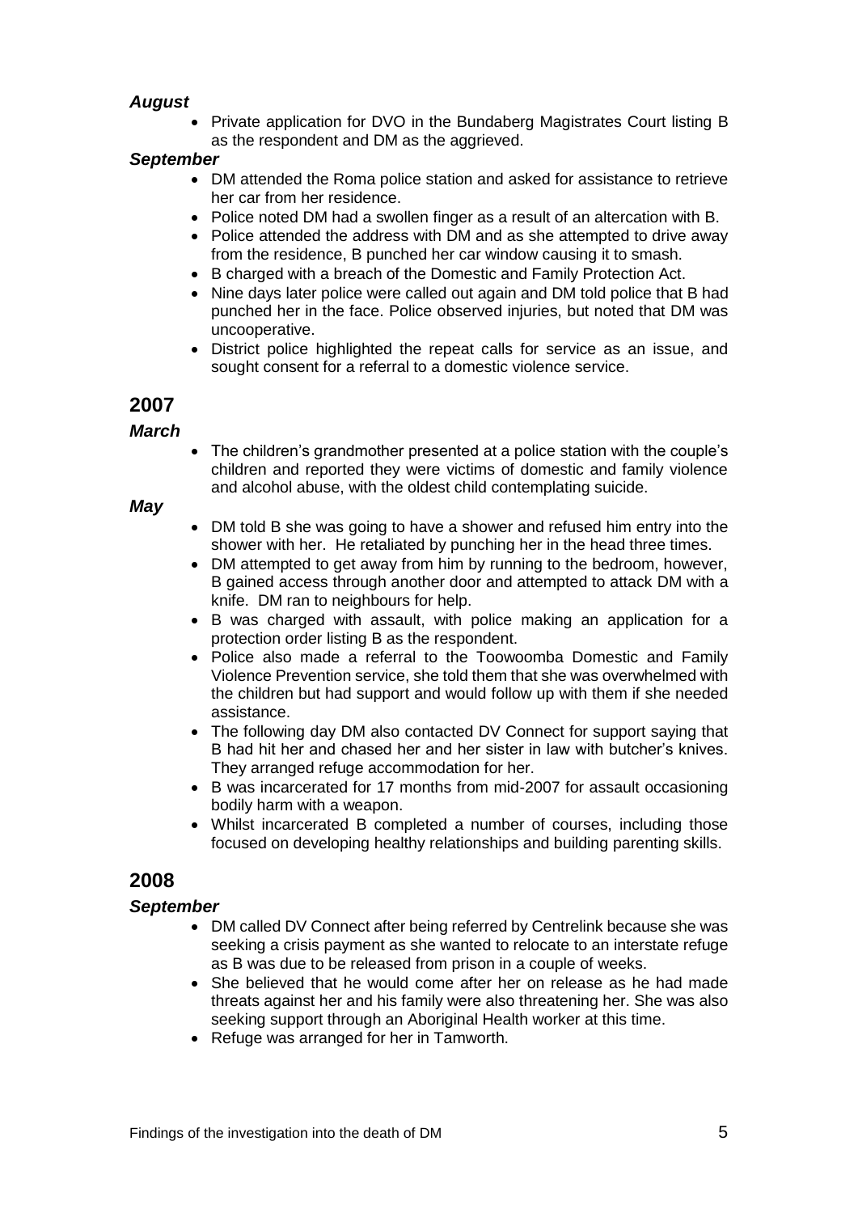***August***

- Private application for DVO in the Bundaberg Magistrates Court listing B as the respondent and DM as the aggrieved.

***September***

- DM attended the Roma police station and asked for assistance to retrieve her car from her residence.
- Police noted DM had a swollen finger as a result of an altercation with B.
- Police attended the address with DM and as she attempted to drive away from the residence, B punched her car window causing it to smash.
- B charged with a breach of the Domestic and Family Protection Act.
- Nine days later police were called out again and DM told police that B had punched her in the face. Police observed injuries, but noted that DM was uncooperative.
- District police highlighted the repeat calls for service as an issue, and sought consent for a referral to a domestic violence service.

## 2007

***March***

- The children's grandmother presented at a police station with the couple's children and reported they were victims of domestic and family violence and alcohol abuse, with the oldest child contemplating suicide.

***May***

- DM told B she was going to have a shower and refused him entry into the shower with her. He retaliated by punching her in the head three times.
- DM attempted to get away from him by running to the bedroom, however, B gained access through another door and attempted to attack DM with a knife. DM ran to neighbours for help.
- B was charged with assault, with police making an application for a protection order listing B as the respondent.
- Police also made a referral to the Toowoomba Domestic and Family Violence Prevention service, she told them that she was overwhelmed with the children but had support and would follow up with them if she needed assistance.
- The following day DM also contacted DV Connect for support saying that B had hit her and chased her and her sister in law with butcher's knives. They arranged refuge accommodation for her.
- B was incarcerated for 17 months from mid-2007 for assault occasioning bodily harm with a weapon.
- Whilst incarcerated B completed a number of courses, including those focused on developing healthy relationships and building parenting skills.

## 2008

***September***

- DM called DV Connect after being referred by Centrelink because she was seeking a crisis payment as she wanted to relocate to an interstate refuge as B was due to be released from prison in a couple of weeks.
- She believed that he would come after her on release as he had made threats against her and his family were also threatening her. She was also seeking support through an Aboriginal Health worker at this time.
- Refuge was arranged for her in Tamworth.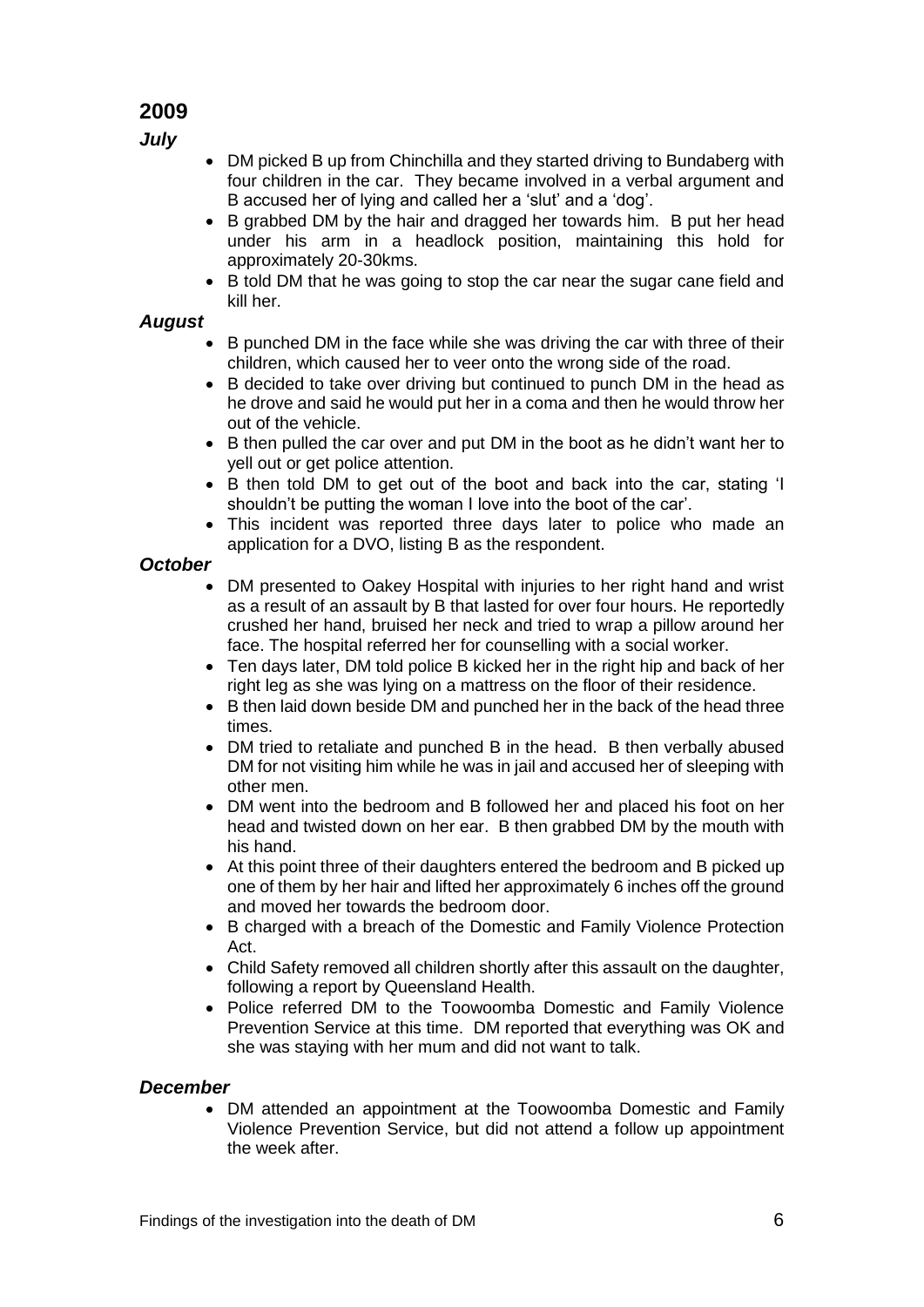## 2009

### *July*

- DM picked B up from Chinchilla and they started driving to Bundaberg with four children in the car. They became involved in a verbal argument and B accused her of lying and called her a 'slut' and a 'dog'.
- B grabbed DM by the hair and dragged her towards him. B put her head under his arm in a headlock position, maintaining this hold for approximately 20-30kms.
- B told DM that he was going to stop the car near the sugar cane field and kill her.

### *August*

- B punched DM in the face while she was driving the car with three of their children, which caused her to veer onto the wrong side of the road.
- B decided to take over driving but continued to punch DM in the head as he drove and said he would put her in a coma and then he would throw her out of the vehicle.
- B then pulled the car over and put DM in the boot as he didn't want her to yell out or get police attention.
- B then told DM to get out of the boot and back into the car, stating 'I shouldn't be putting the woman I love into the boot of the car'.
- This incident was reported three days later to police who made an application for a DVO, listing B as the respondent.

### *October*

- DM presented to Oakey Hospital with injuries to her right hand and wrist as a result of an assault by B that lasted for over four hours. He reportedly crushed her hand, bruised her neck and tried to wrap a pillow around her face. The hospital referred her for counselling with a social worker.
- Ten days later, DM told police B kicked her in the right hip and back of her right leg as she was lying on a mattress on the floor of their residence.
- B then laid down beside DM and punched her in the back of the head three times.
- DM tried to retaliate and punched B in the head. B then verbally abused DM for not visiting him while he was in jail and accused her of sleeping with other men.
- DM went into the bedroom and B followed her and placed his foot on her head and twisted down on her ear. B then grabbed DM by the mouth with his hand.
- At this point three of their daughters entered the bedroom and B picked up one of them by her hair and lifted her approximately 6 inches off the ground and moved her towards the bedroom door.
- B charged with a breach of the Domestic and Family Violence Protection Act.
- Child Safety removed all children shortly after this assault on the daughter, following a report by Queensland Health.
- Police referred DM to the Toowoomba Domestic and Family Violence Prevention Service at this time. DM reported that everything was OK and she was staying with her mum and did not want to talk.

### *December*

- DM attended an appointment at the Toowoomba Domestic and Family Violence Prevention Service, but did not attend a follow up appointment the week after.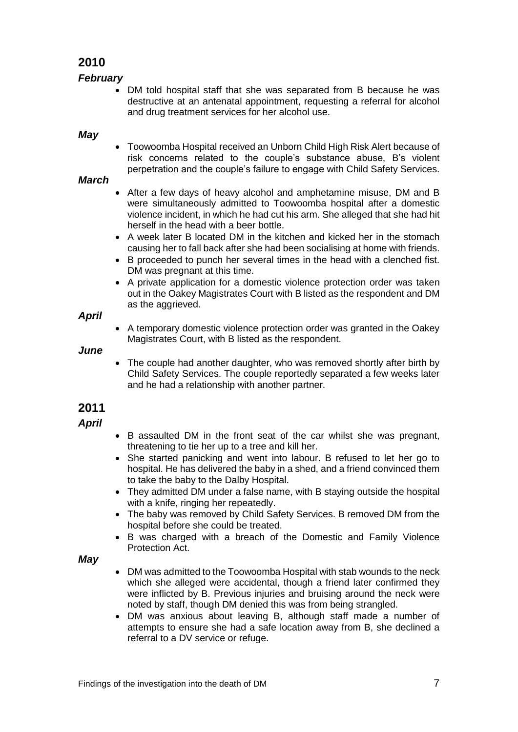## 2010

### *February*

- DM told hospital staff that she was separated from B because he was destructive at an antenatal appointment, requesting a referral for alcohol and drug treatment services for her alcohol use.

### *May*

- Toowoomba Hospital received an Unborn Child High Risk Alert because of risk concerns related to the couple's substance abuse, B's violent perpetration and the couple's failure to engage with Child Safety Services.

### *March*

- After a few days of heavy alcohol and amphetamine misuse, DM and B were simultaneously admitted to Toowoomba hospital after a domestic violence incident, in which he had cut his arm. She alleged that she had hit herself in the head with a beer bottle.
- A week later B located DM in the kitchen and kicked her in the stomach causing her to fall back after she had been socialising at home with friends.
- B proceeded to punch her several times in the head with a clenched fist. DM was pregnant at this time.
- A private application for a domestic violence protection order was taken out in the Oakey Magistrates Court with B listed as the respondent and DM as the aggrieved.

### *April*

- A temporary domestic violence protection order was granted in the Oakey Magistrates Court, with B listed as the respondent.

### *June*

- The couple had another daughter, who was removed shortly after birth by Child Safety Services. The couple reportedly separated a few weeks later and he had a relationship with another partner.

## 2011

### *April*

- B assaulted DM in the front seat of the car whilst she was pregnant, threatening to tie her up to a tree and kill her.
- She started panicking and went into labour. B refused to let her go to hospital. He has delivered the baby in a shed, and a friend convinced them to take the baby to the Dalby Hospital.
- They admitted DM under a false name, with B staying outside the hospital with a knife, ringing her repeatedly.
- The baby was removed by Child Safety Services. B removed DM from the hospital before she could be treated.
- B was charged with a breach of the Domestic and Family Violence Protection Act.

### *May*

- DM was admitted to the Toowoomba Hospital with stab wounds to the neck which she alleged were accidental, though a friend later confirmed they were inflicted by B. Previous injuries and bruising around the neck were noted by staff, though DM denied this was from being strangled.
- DM was anxious about leaving B, although staff made a number of attempts to ensure she had a safe location away from B, she declined a referral to a DV service or refuge.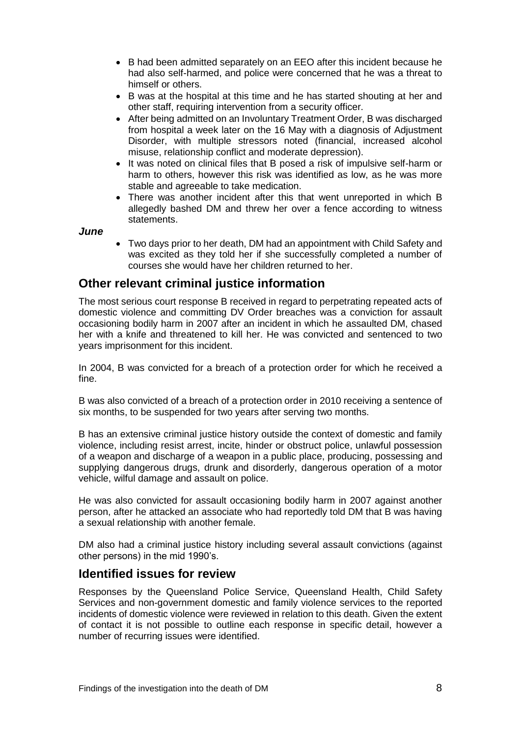- B had been admitted separately on an EEO after this incident because he had also self-harmed, and police were concerned that he was a threat to himself or others.
- B was at the hospital at this time and he has started shouting at her and other staff, requiring intervention from a security officer.
- After being admitted on an Involuntary Treatment Order, B was discharged from hospital a week later on the 16 May with a diagnosis of Adjustment Disorder, with multiple stressors noted (financial, increased alcohol misuse, relationship conflict and moderate depression).
- It was noted on clinical files that B posed a risk of impulsive self-harm or harm to others, however this risk was identified as low, as he was more stable and agreeable to take medication.
- There was another incident after this that went unreported in which B allegedly bashed DM and threw her over a fence according to witness statements.

***June***

- Two days prior to her death, DM had an appointment with Child Safety and was excited as they told her if she successfully completed a number of courses she would have her children returned to her.

## Other relevant criminal justice information

The most serious court response B received in regard to perpetrating repeated acts of domestic violence and committing DV Order breaches was a conviction for assault occasioning bodily harm in 2007 after an incident in which he assaulted DM, chased her with a knife and threatened to kill her. He was convicted and sentenced to two years imprisonment for this incident.

In 2004, B was convicted for a breach of a protection order for which he received a fine.

B was also convicted of a breach of a protection order in 2010 receiving a sentence of six months, to be suspended for two years after serving two months.

B has an extensive criminal justice history outside the context of domestic and family violence, including resist arrest, incite, hinder or obstruct police, unlawful possession of a weapon and discharge of a weapon in a public place, producing, possessing and supplying dangerous drugs, drunk and disorderly, dangerous operation of a motor vehicle, wilful damage and assault on police.

He was also convicted for assault occasioning bodily harm in 2007 against another person, after he attacked an associate who had reportedly told DM that B was having a sexual relationship with another female.

DM also had a criminal justice history including several assault convictions (against other persons) in the mid 1990's.

## Identified issues for review

Responses by the Queensland Police Service, Queensland Health, Child Safety Services and non-government domestic and family violence services to the reported incidents of domestic violence were reviewed in relation to this death. Given the extent of contact it is not possible to outline each response in specific detail, however a number of recurring issues were identified.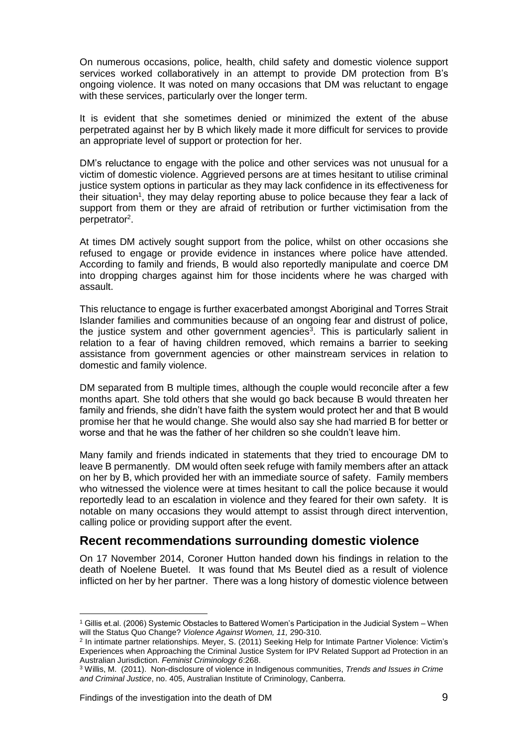On numerous occasions, police, health, child safety and domestic violence support services worked collaboratively in an attempt to provide DM protection from B's ongoing violence. It was noted on many occasions that DM was reluctant to engage with these services, particularly over the longer term.

It is evident that she sometimes denied or minimized the extent of the abuse perpetrated against her by B which likely made it more difficult for services to provide an appropriate level of support or protection for her.

DM's reluctance to engage with the police and other services was not unusual for a victim of domestic violence. Aggrieved persons are at times hesitant to utilise criminal justice system options in particular as they may lack confidence in its effectiveness for their situation[1], they may delay reporting abuse to police because they fear a lack of support from them or they are afraid of retribution or further victimisation from the perpetrator[2].

At times DM actively sought support from the police, whilst on other occasions she refused to engage or provide evidence in instances where police have attended. According to family and friends, B would also reportedly manipulate and coerce DM into dropping charges against him for those incidents where he was charged with assault.

This reluctance to engage is further exacerbated amongst Aboriginal and Torres Strait Islander families and communities because of an ongoing fear and distrust of police, the justice system and other government agencies[3]. This is particularly salient in relation to a fear of having children removed, which remains a barrier to seeking assistance from government agencies or other mainstream services in relation to domestic and family violence.

DM separated from B multiple times, although the couple would reconcile after a few months apart. She told others that she would go back because B would threaten her family and friends, she didn't have faith the system would protect her and that B would promise her that he would change. She would also say she had married B for better or worse and that he was the father of her children so she couldn't leave him.

Many family and friends indicated in statements that they tried to encourage DM to leave B permanently. DM would often seek refuge with family members after an attack on her by B, which provided her with an immediate source of safety. Family members who witnessed the violence were at times hesitant to call the police because it would reportedly lead to an escalation in violence and they feared for their own safety. It is notable on many occasions they would attempt to assist through direct intervention, calling police or providing support after the event.

## Recent recommendations surrounding domestic violence

On 17 November 2014, Coroner Hutton handed down his findings in relation to the death of Noelene Buetel. It was found that Ms Beutel died as a result of violence inflicted on her by her partner. There was a long history of domestic violence between

---

[1] Gillis et.al. (2006) Systemic Obstacles to Battered Women's Participation in the Judicial System – When will the Status Quo Change? *Violence Against Women, 11,* 290-310.

[2] In intimate partner relationships. Meyer, S. (2011) Seeking Help for Intimate Partner Violence: Victim's Experiences when Approaching the Criminal Justice System for IPV Related Support ad Protection in an Australian Jurisdiction. *Feminist Criminology 6*:268.

[3] Willis, M. (2011). Non-disclosure of violence in Indigenous communities, *Trends and Issues in Crime and Criminal Justice*, no. 405, Australian Institute of Criminology, Canberra.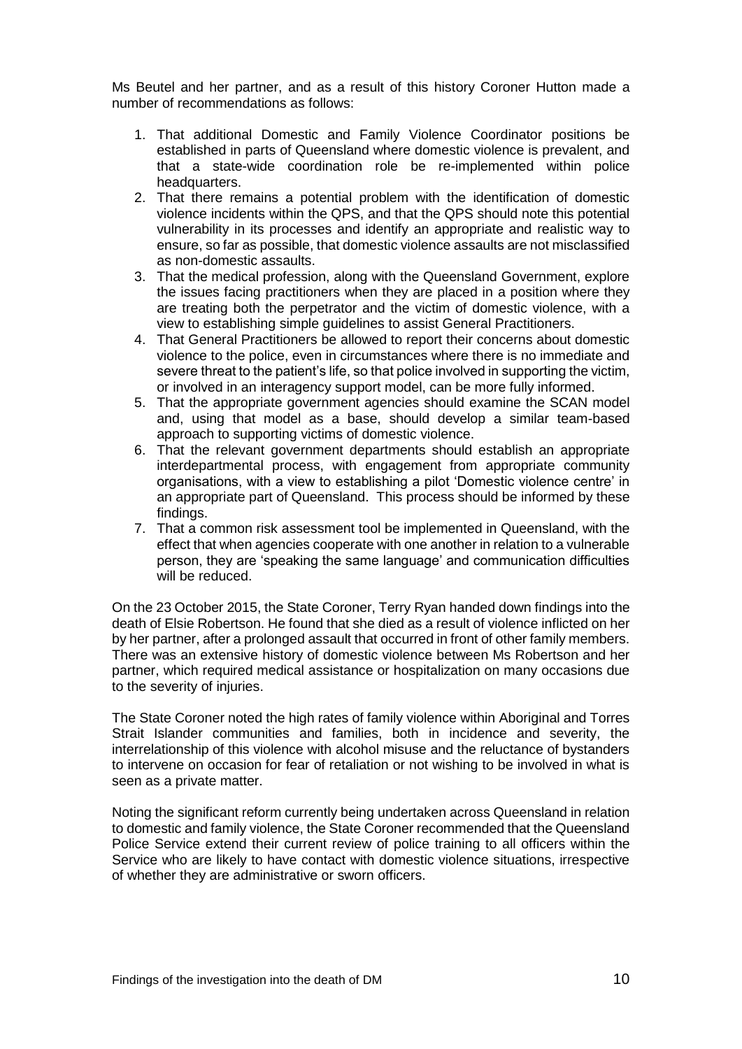Ms Beutel and her partner, and as a result of this history Coroner Hutton made a number of recommendations as follows:

1. That additional Domestic and Family Violence Coordinator positions be established in parts of Queensland where domestic violence is prevalent, and that a state-wide coordination role be re-implemented within police headquarters.
2. That there remains a potential problem with the identification of domestic violence incidents within the QPS, and that the QPS should note this potential vulnerability in its processes and identify an appropriate and realistic way to ensure, so far as possible, that domestic violence assaults are not misclassified as non-domestic assaults.
3. That the medical profession, along with the Queensland Government, explore the issues facing practitioners when they are placed in a position where they are treating both the perpetrator and the victim of domestic violence, with a view to establishing simple guidelines to assist General Practitioners.
4. That General Practitioners be allowed to report their concerns about domestic violence to the police, even in circumstances where there is no immediate and severe threat to the patient's life, so that police involved in supporting the victim, or involved in an interagency support model, can be more fully informed.
5. That the appropriate government agencies should examine the SCAN model and, using that model as a base, should develop a similar team-based approach to supporting victims of domestic violence.
6. That the relevant government departments should establish an appropriate interdepartmental process, with engagement from appropriate community organisations, with a view to establishing a pilot 'Domestic violence centre' in an appropriate part of Queensland. This process should be informed by these findings.
7. That a common risk assessment tool be implemented in Queensland, with the effect that when agencies cooperate with one another in relation to a vulnerable person, they are 'speaking the same language' and communication difficulties will be reduced.

On the 23 October 2015, the State Coroner, Terry Ryan handed down findings into the death of Elsie Robertson. He found that she died as a result of violence inflicted on her by her partner, after a prolonged assault that occurred in front of other family members. There was an extensive history of domestic violence between Ms Robertson and her partner, which required medical assistance or hospitalization on many occasions due to the severity of injuries.

The State Coroner noted the high rates of family violence within Aboriginal and Torres Strait Islander communities and families, both in incidence and severity, the interrelationship of this violence with alcohol misuse and the reluctance of bystanders to intervene on occasion for fear of retaliation or not wishing to be involved in what is seen as a private matter.

Noting the significant reform currently being undertaken across Queensland in relation to domestic and family violence, the State Coroner recommended that the Queensland Police Service extend their current review of police training to all officers within the Service who are likely to have contact with domestic violence situations, irrespective of whether they are administrative or sworn officers.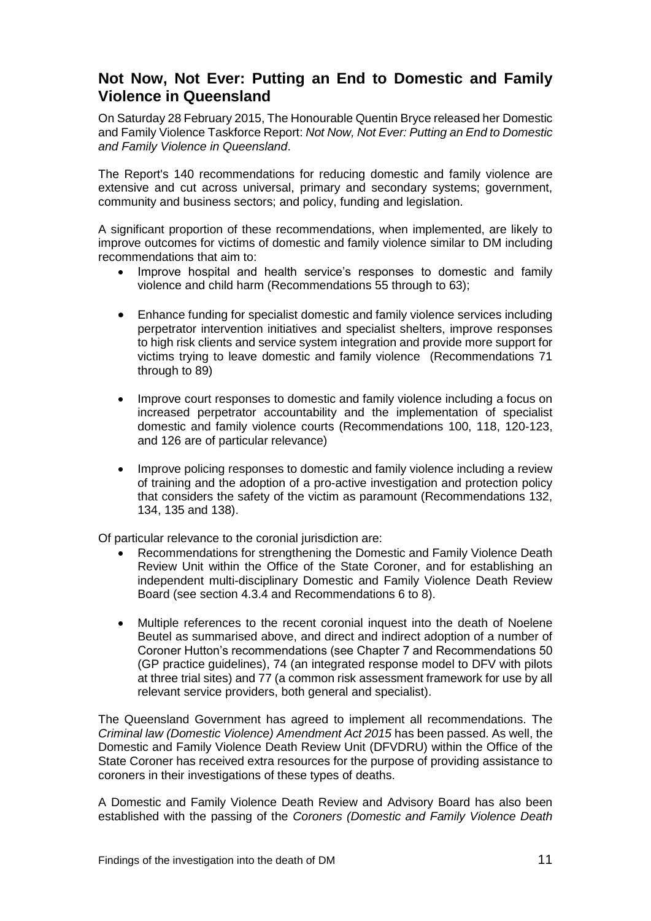## Not Now, Not Ever: Putting an End to Domestic and Family Violence in Queensland

On Saturday 28 February 2015, The Honourable Quentin Bryce released her Domestic and Family Violence Taskforce Report: *Not Now, Not Ever: Putting an End to Domestic and Family Violence in Queensland*.

The Report's 140 recommendations for reducing domestic and family violence are extensive and cut across universal, primary and secondary systems; government, community and business sectors; and policy, funding and legislation.

A significant proportion of these recommendations, when implemented, are likely to improve outcomes for victims of domestic and family violence similar to DM including recommendations that aim to:

- Improve hospital and health service's responses to domestic and family violence and child harm (Recommendations 55 through to 63);
- Enhance funding for specialist domestic and family violence services including perpetrator intervention initiatives and specialist shelters, improve responses to high risk clients and service system integration and provide more support for victims trying to leave domestic and family violence (Recommendations 71 through to 89)
- Improve court responses to domestic and family violence including a focus on increased perpetrator accountability and the implementation of specialist domestic and family violence courts (Recommendations 100, 118, 120-123, and 126 are of particular relevance)
- Improve policing responses to domestic and family violence including a review of training and the adoption of a pro-active investigation and protection policy that considers the safety of the victim as paramount (Recommendations 132, 134, 135 and 138).

Of particular relevance to the coronial jurisdiction are:

- Recommendations for strengthening the Domestic and Family Violence Death Review Unit within the Office of the State Coroner, and for establishing an independent multi-disciplinary Domestic and Family Violence Death Review Board (see section 4.3.4 and Recommendations 6 to 8).
- Multiple references to the recent coronial inquest into the death of Noelene Beutel as summarised above, and direct and indirect adoption of a number of Coroner Hutton's recommendations (see Chapter 7 and Recommendations 50 (GP practice guidelines), 74 (an integrated response model to DFV with pilots at three trial sites) and 77 (a common risk assessment framework for use by all relevant service providers, both general and specialist).

The Queensland Government has agreed to implement all recommendations. The *Criminal law (Domestic Violence) Amendment Act 2015* has been passed. As well, the Domestic and Family Violence Death Review Unit (DFVDRU) within the Office of the State Coroner has received extra resources for the purpose of providing assistance to coroners in their investigations of these types of deaths.

A Domestic and Family Violence Death Review and Advisory Board has also been established with the passing of the *Coroners (Domestic and Family Violence Death*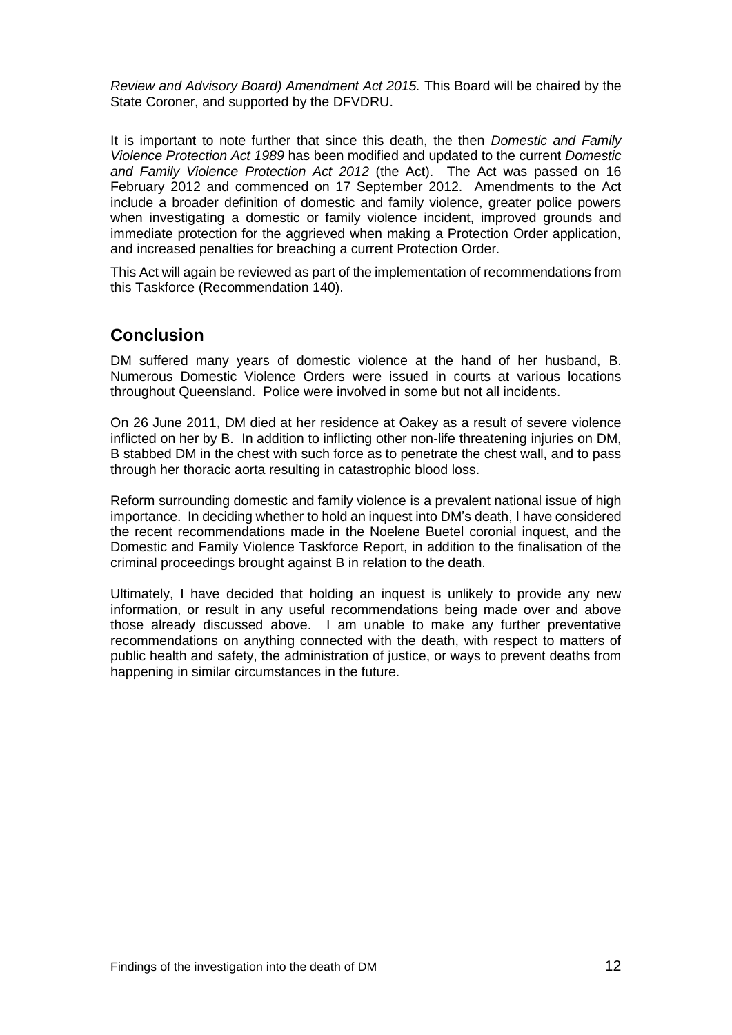*Review and Advisory Board) Amendment Act 2015.* This Board will be chaired by the State Coroner, and supported by the DFVDRU.

It is important to note further that since this death, the then *Domestic and Family Violence Protection Act 1989* has been modified and updated to the current *Domestic and Family Violence Protection Act 2012* (the Act). The Act was passed on 16 February 2012 and commenced on 17 September 2012. Amendments to the Act include a broader definition of domestic and family violence, greater police powers when investigating a domestic or family violence incident, improved grounds and immediate protection for the aggrieved when making a Protection Order application, and increased penalties for breaching a current Protection Order.

This Act will again be reviewed as part of the implementation of recommendations from this Taskforce (Recommendation 140).

## Conclusion

DM suffered many years of domestic violence at the hand of her husband, B. Numerous Domestic Violence Orders were issued in courts at various locations throughout Queensland. Police were involved in some but not all incidents.

On 26 June 2011, DM died at her residence at Oakey as a result of severe violence inflicted on her by B. In addition to inflicting other non-life threatening injuries on DM, B stabbed DM in the chest with such force as to penetrate the chest wall, and to pass through her thoracic aorta resulting in catastrophic blood loss.

Reform surrounding domestic and family violence is a prevalent national issue of high importance. In deciding whether to hold an inquest into DM's death, I have considered the recent recommendations made in the Noelene Buetel coronial inquest, and the Domestic and Family Violence Taskforce Report, in addition to the finalisation of the criminal proceedings brought against B in relation to the death.

Ultimately, I have decided that holding an inquest is unlikely to provide any new information, or result in any useful recommendations being made over and above those already discussed above. I am unable to make any further preventative recommendations on anything connected with the death, with respect to matters of public health and safety, the administration of justice, or ways to prevent deaths from happening in similar circumstances in the future.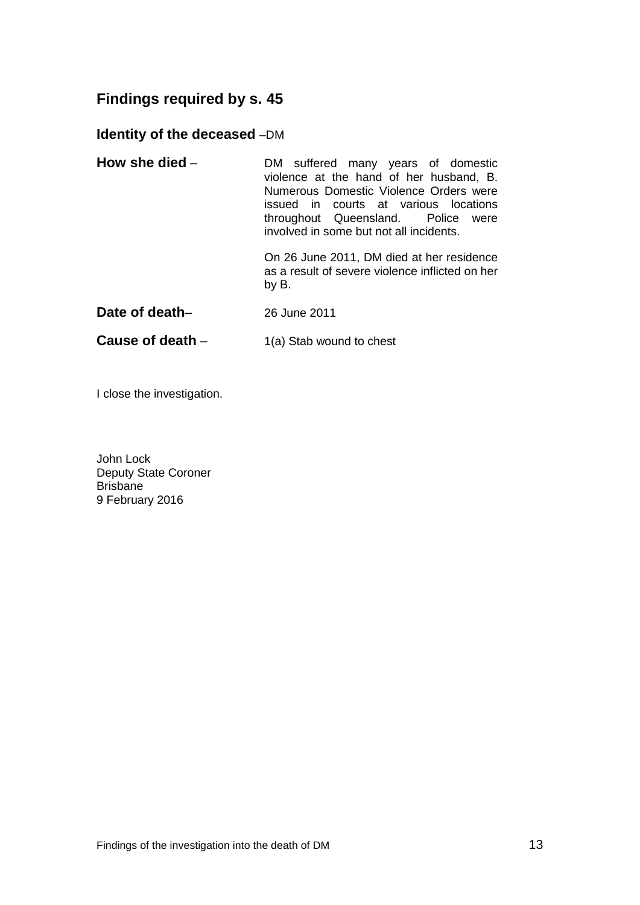## Findings required by s. 45

**Identity of the deceased** –DM

**How she died** – DM suffered many years of domestic violence at the hand of her husband, B. Numerous Domestic Violence Orders were issued in courts at various locations throughout Queensland. Police were involved in some but not all incidents.

On 26 June 2011, DM died at her residence as a result of severe violence inflicted on her by B.

**Date of death**– 26 June 2011

**Cause of death** – 1(a) Stab wound to chest

I close the investigation.

John Lock
Deputy State Coroner
Brisbane
9 February 2016